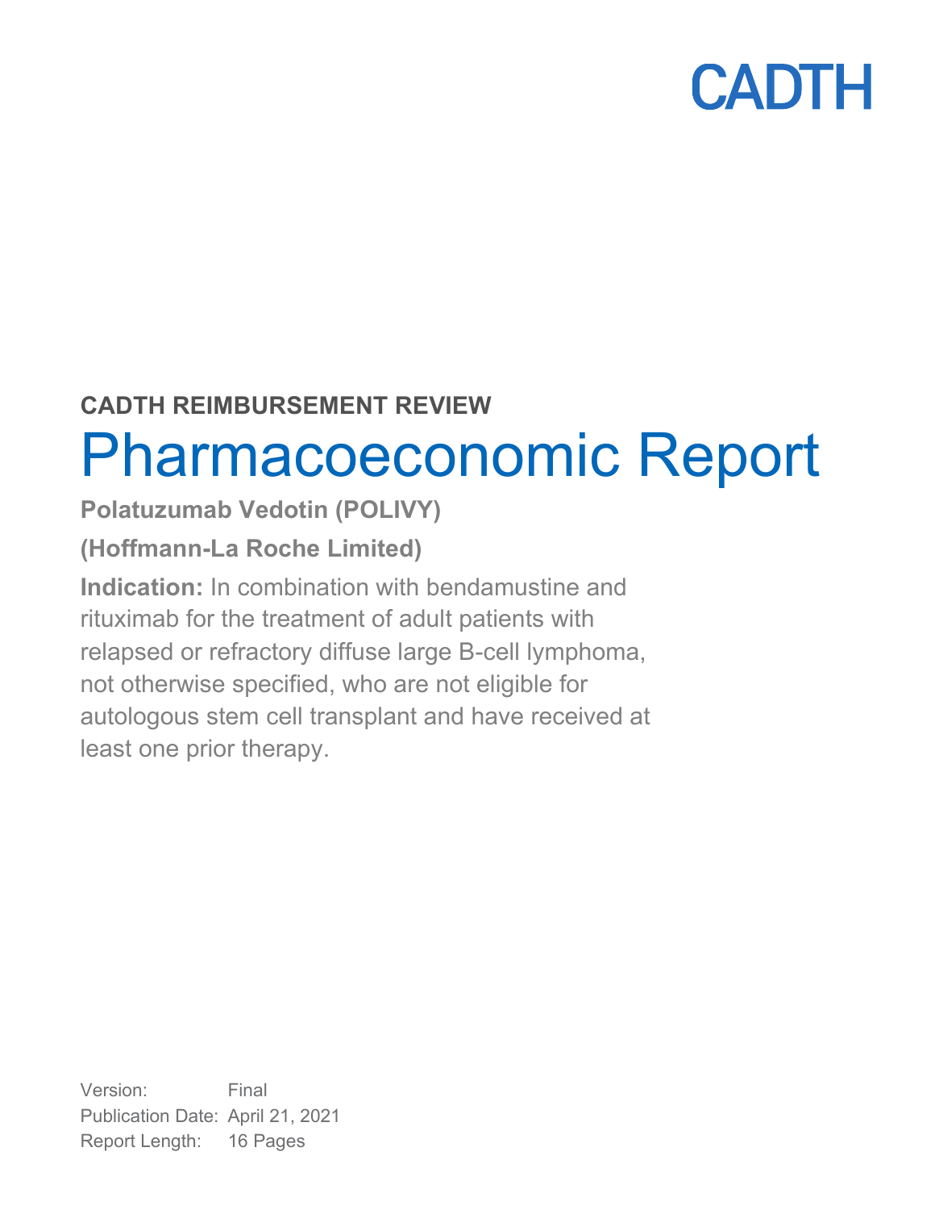CADTH

**CADTH REIMBURSEMENT REVIEW**

# Pharmacoeconomic Report

**Polatuzumab Vedotin (POLIVY)**

**(Hoffmann-La Roche Limited)**

**Indication:** In combination with bendamustine and rituximab for the treatment of adult patients with relapsed or refractory diffuse large B-cell lymphoma, not otherwise specified, who are not eligible for autologous stem cell transplant and have received at least one prior therapy.

Version: Final
Publication Date: April 21, 2021
Report Length: 16 Pages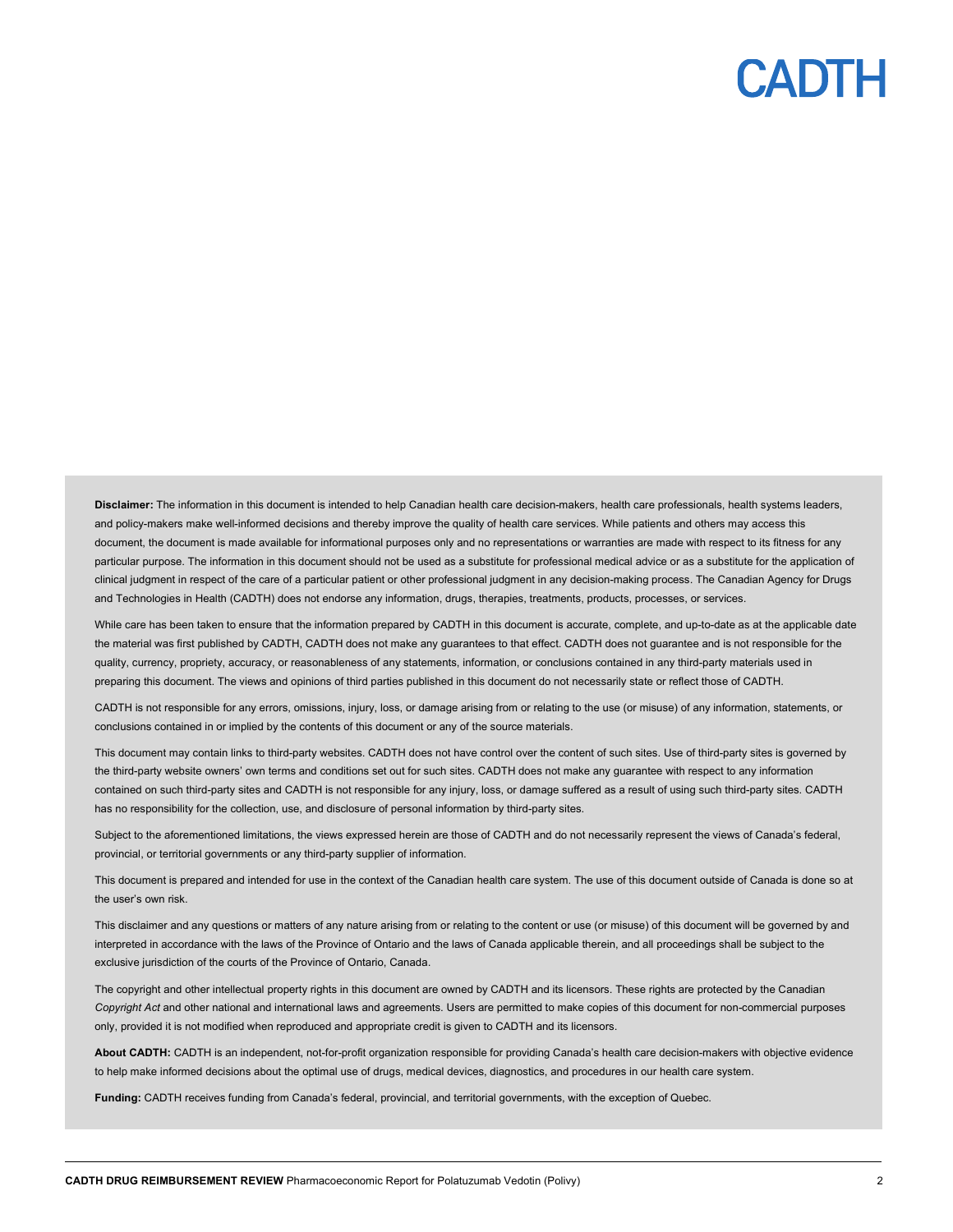**Disclaimer:** The information in this document is intended to help Canadian health care decision-makers, health care professionals, health systems leaders, and policy-makers make well-informed decisions and thereby improve the quality of health care services. While patients and others may access this document, the document is made available for informational purposes only and no representations or warranties are made with respect to its fitness for any particular purpose. The information in this document should not be used as a substitute for professional medical advice or as a substitute for the application of clinical judgment in respect of the care of a particular patient or other professional judgment in any decision-making process. The Canadian Agency for Drugs and Technologies in Health (CADTH) does not endorse any information, drugs, therapies, treatments, products, processes, or services.

While care has been taken to ensure that the information prepared by CADTH in this document is accurate, complete, and up-to-date as at the applicable date the material was first published by CADTH, CADTH does not make any guarantees to that effect. CADTH does not guarantee and is not responsible for the quality, currency, propriety, accuracy, or reasonableness of any statements, information, or conclusions contained in any third-party materials used in preparing this document. The views and opinions of third parties published in this document do not necessarily state or reflect those of CADTH.

CADTH is not responsible for any errors, omissions, injury, loss, or damage arising from or relating to the use (or misuse) of any information, statements, or conclusions contained in or implied by the contents of this document or any of the source materials.

This document may contain links to third-party websites. CADTH does not have control over the content of such sites. Use of third-party sites is governed by the third-party website owners' own terms and conditions set out for such sites. CADTH does not make any guarantee with respect to any information contained on such third-party sites and CADTH is not responsible for any injury, loss, or damage suffered as a result of using such third-party sites. CADTH has no responsibility for the collection, use, and disclosure of personal information by third-party sites.

Subject to the aforementioned limitations, the views expressed herein are those of CADTH and do not necessarily represent the views of Canada's federal, provincial, or territorial governments or any third-party supplier of information.

This document is prepared and intended for use in the context of the Canadian health care system. The use of this document outside of Canada is done so at the user's own risk.

This disclaimer and any questions or matters of any nature arising from or relating to the content or use (or misuse) of this document will be governed by and interpreted in accordance with the laws of the Province of Ontario and the laws of Canada applicable therein, and all proceedings shall be subject to the exclusive jurisdiction of the courts of the Province of Ontario, Canada.

The copyright and other intellectual property rights in this document are owned by CADTH and its licensors. These rights are protected by the Canadian *Copyright Act* and other national and international laws and agreements. Users are permitted to make copies of this document for non-commercial purposes only, provided it is not modified when reproduced and appropriate credit is given to CADTH and its licensors.

**About CADTH:** CADTH is an independent, not-for-profit organization responsible for providing Canada's health care decision-makers with objective evidence to help make informed decisions about the optimal use of drugs, medical devices, diagnostics, and procedures in our health care system.

**Funding:** CADTH receives funding from Canada's federal, provincial, and territorial governments, with the exception of Quebec.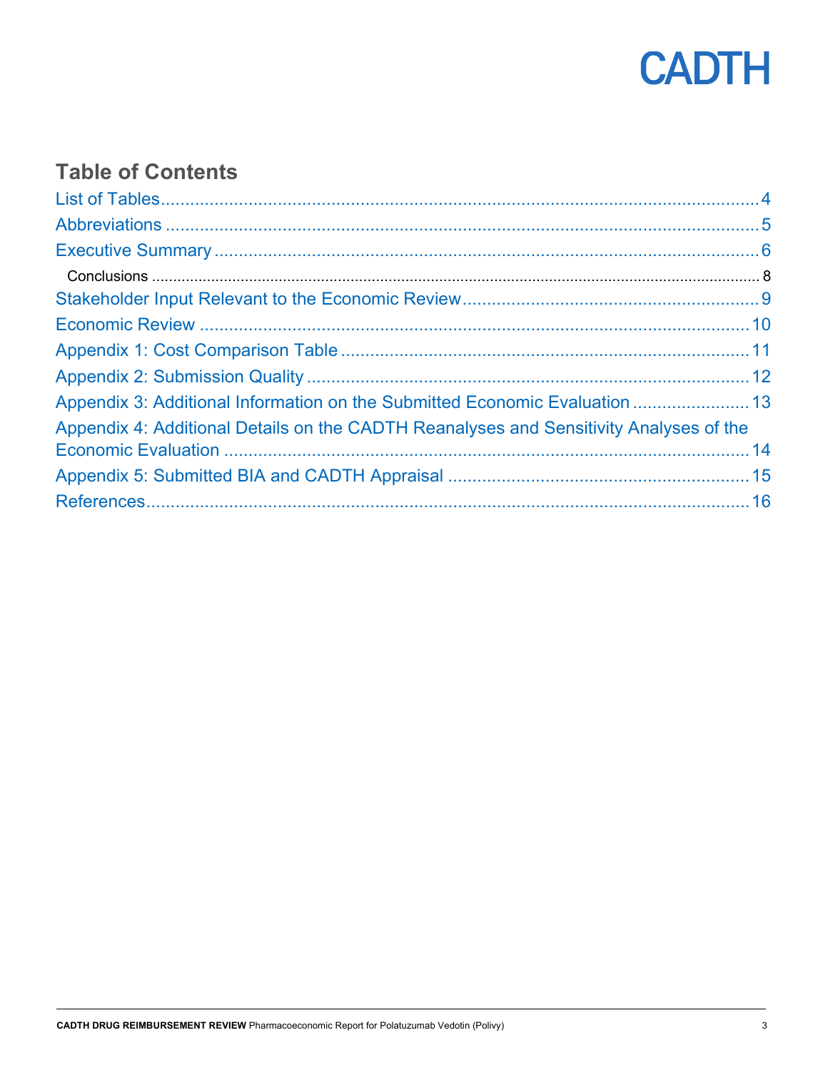## Table of Contents

- List of Tables ........ 4
- Abbreviations ........ 5
- Executive Summary ........ 6
  - Conclusions ........ 8
- Stakeholder Input Relevant to the Economic Review ........ 9
- Economic Review ........ 10
- Appendix 1: Cost Comparison Table ........ 11
- Appendix 2: Submission Quality ........ 12
- Appendix 3: Additional Information on the Submitted Economic Evaluation ........ 13
- Appendix 4: Additional Details on the CADTH Reanalyses and Sensitivity Analyses of the Economic Evaluation ........ 14
- Appendix 5: Submitted BIA and CADTH Appraisal ........ 15
- References ........ 16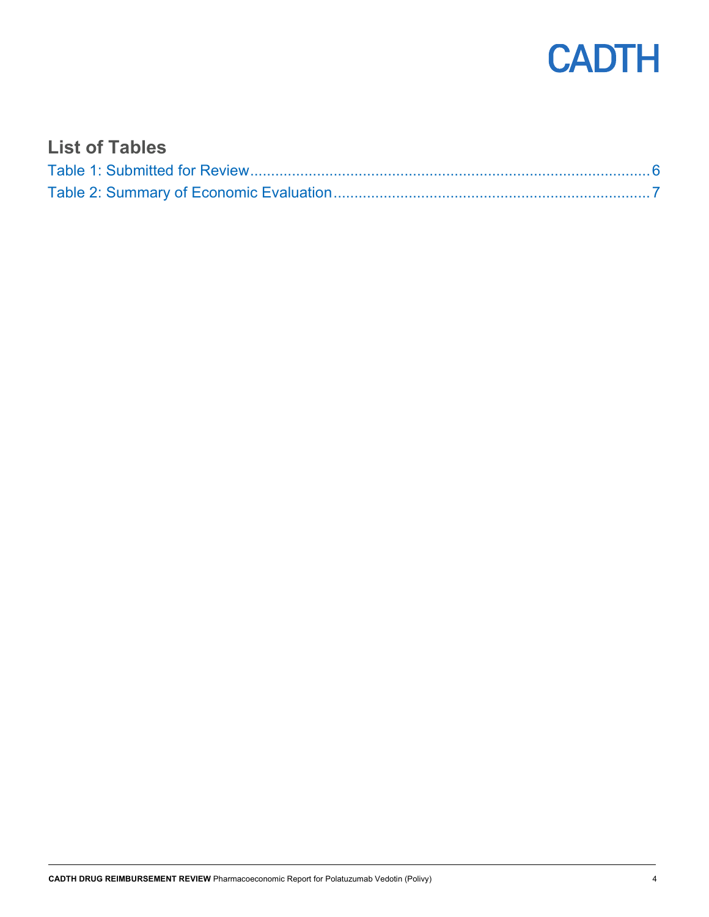## List of Tables

Table 1: Submitted for Review....................................................................................................6
Table 2: Summary of Economic Evaluation..............................................................................7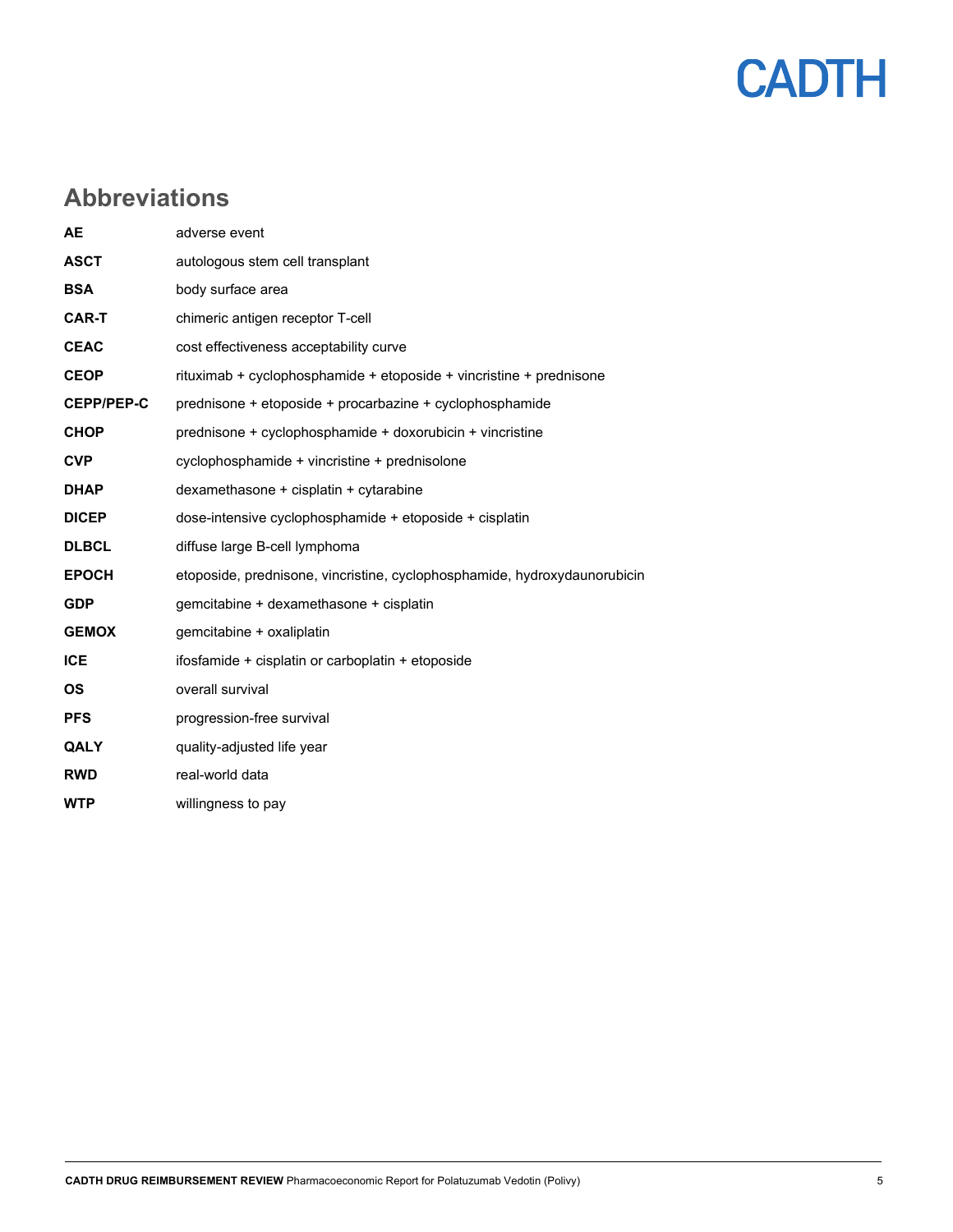## Abbreviations

| | |
|---|---|
| **AE** | adverse event |
| **ASCT** | autologous stem cell transplant |
| **BSA** | body surface area |
| **CAR-T** | chimeric antigen receptor T-cell |
| **CEAC** | cost effectiveness acceptability curve |
| **CEOP** | rituximab + cyclophosphamide + etoposide + vincristine + prednisone |
| **CEPP/PEP-C** | prednisone + etoposide + procarbazine + cyclophosphamide |
| **CHOP** | prednisone + cyclophosphamide + doxorubicin + vincristine |
| **CVP** | cyclophosphamide + vincristine + prednisolone |
| **DHAP** | dexamethasone + cisplatin + cytarabine |
| **DICEP** | dose-intensive cyclophosphamide + etoposide + cisplatin |
| **DLBCL** | diffuse large B-cell lymphoma |
| **EPOCH** | etoposide, prednisone, vincristine, cyclophosphamide, hydroxydaunorubicin |
| **GDP** | gemcitabine + dexamethasone + cisplatin |
| **GEMOX** | gemcitabine + oxaliplatin |
| **ICE** | ifosfamide + cisplatin or carboplatin + etoposide |
| **OS** | overall survival |
| **PFS** | progression-free survival |
| **QALY** | quality-adjusted life year |
| **RWD** | real-world data |
| **WTP** | willingness to pay |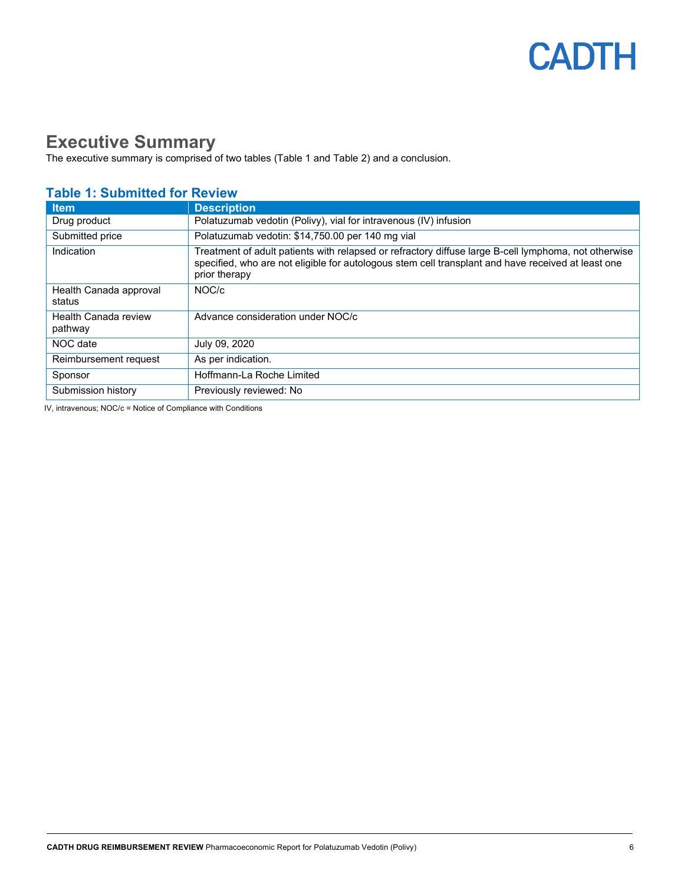# Executive Summary

The executive summary is comprised of two tables (Table 1 and Table 2) and a conclusion.

## Table 1: Submitted for Review

| Item | Description |
| --- | --- |
| Drug product | Polatuzumab vedotin (Polivy), vial for intravenous (IV) infusion |
| Submitted price | Polatuzumab vedotin: $14,750.00 per 140 mg vial |
| Indication | Treatment of adult patients with relapsed or refractory diffuse large B-cell lymphoma, not otherwise specified, who are not eligible for autologous stem cell transplant and have received at least one prior therapy |
| Health Canada approval status | NOC/c |
| Health Canada review pathway | Advance consideration under NOC/c |
| NOC date | July 09, 2020 |
| Reimbursement request | As per indication. |
| Sponsor | Hoffmann-La Roche Limited |
| Submission history | Previously reviewed: No |

IV, intravenous; NOC/c = Notice of Compliance with Conditions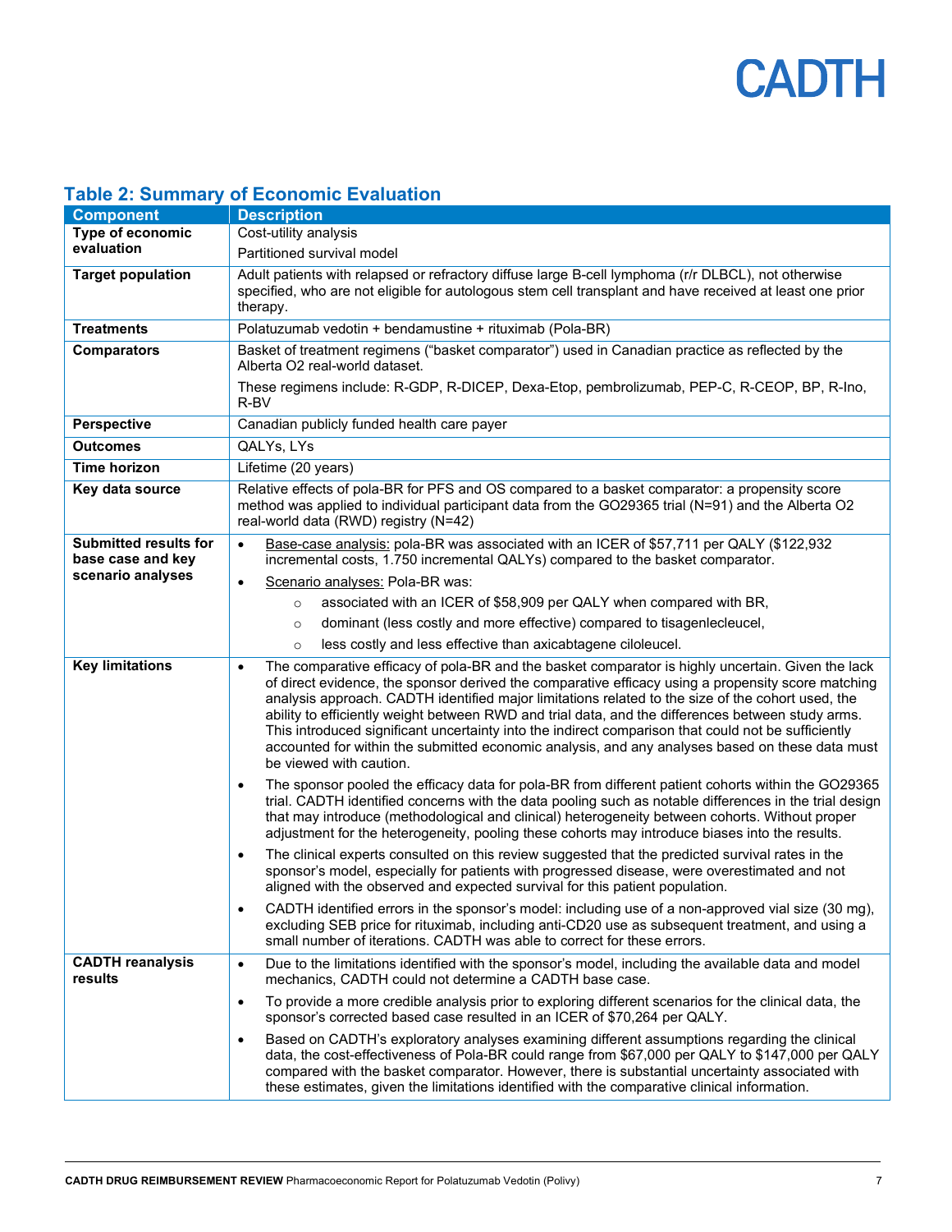### Table 2: Summary of Economic Evaluation

| Component | Description |
|---|---|
| **Type of economic evaluation** | Cost-utility analysis<br>Partitioned survival model |
| **Target population** | Adult patients with relapsed or refractory diffuse large B-cell lymphoma (r/r DLBCL), not otherwise specified, who are not eligible for autologous stem cell transplant and have received at least one prior therapy. |
| **Treatments** | Polatuzumab vedotin + bendamustine + rituximab (Pola-BR) |
| **Comparators** | Basket of treatment regimens ("basket comparator") used in Canadian practice as reflected by the Alberta O2 real-world dataset.<br>These regimens include: R-GDP, R-DICEP, Dexa-Etop, pembrolizumab, PEP-C, R-CEOP, BP, R-Ino, R-BV |
| **Perspective** | Canadian publicly funded health care payer |
| **Outcomes** | QALYs, LYs |
| **Time horizon** | Lifetime (20 years) |
| **Key data source** | Relative effects of pola-BR for PFS and OS compared to a basket comparator: a propensity score method was applied to individual participant data from the GO29365 trial (N=91) and the Alberta O2 real-world data (RWD) registry (N=42) |
| **Submitted results for base case and key scenario analyses** | • Base-case analysis: pola-BR was associated with an ICER of $57,711 per QALY ($122,932 incremental costs, 1.750 incremental QALYs) compared to the basket comparator.<br>• Scenario analyses: Pola-BR was:<br>&nbsp;&nbsp;&nbsp;&nbsp;○ associated with an ICER of $58,909 per QALY when compared with BR,<br>&nbsp;&nbsp;&nbsp;&nbsp;○ dominant (less costly and more effective) compared to tisagenlecleucel,<br>&nbsp;&nbsp;&nbsp;&nbsp;○ less costly and less effective than axicabtagene ciloleucel. |
| **Key limitations** | • The comparative efficacy of pola-BR and the basket comparator is highly uncertain. Given the lack of direct evidence, the sponsor derived the comparative efficacy using a propensity score matching analysis approach. CADTH identified major limitations related to the size of the cohort used, the ability to efficiently weight between RWD and trial data, and the differences between study arms. This introduced significant uncertainty into the indirect comparison that could not be sufficiently accounted for within the submitted economic analysis, and any analyses based on these data must be viewed with caution.<br>• The sponsor pooled the efficacy data for pola-BR from different patient cohorts within the GO29365 trial. CADTH identified concerns with the data pooling such as notable differences in the trial design that may introduce (methodological and clinical) heterogeneity between cohorts. Without proper adjustment for the heterogeneity, pooling these cohorts may introduce biases into the results.<br>• The clinical experts consulted on this review suggested that the predicted survival rates in the sponsor's model, especially for patients with progressed disease, were overestimated and not aligned with the observed and expected survival for this patient population.<br>• CADTH identified errors in the sponsor's model: including use of a non-approved vial size (30 mg), excluding SEB price for rituximab, including anti-CD20 use as subsequent treatment, and using a small number of iterations. CADTH was able to correct for these errors. |
| **CADTH reanalysis results** | • Due to the limitations identified with the sponsor's model, including the available data and model mechanics, CADTH could not determine a CADTH base case.<br>• To provide a more credible analysis prior to exploring different scenarios for the clinical data, the sponsor's corrected based case resulted in an ICER of $70,264 per QALY.<br>• Based on CADTH's exploratory analyses examining different assumptions regarding the clinical data, the cost-effectiveness of Pola-BR could range from $67,000 per QALY to $147,000 per QALY compared with the basket comparator. However, there is substantial uncertainty associated with these estimates, given the limitations identified with the comparative clinical information. |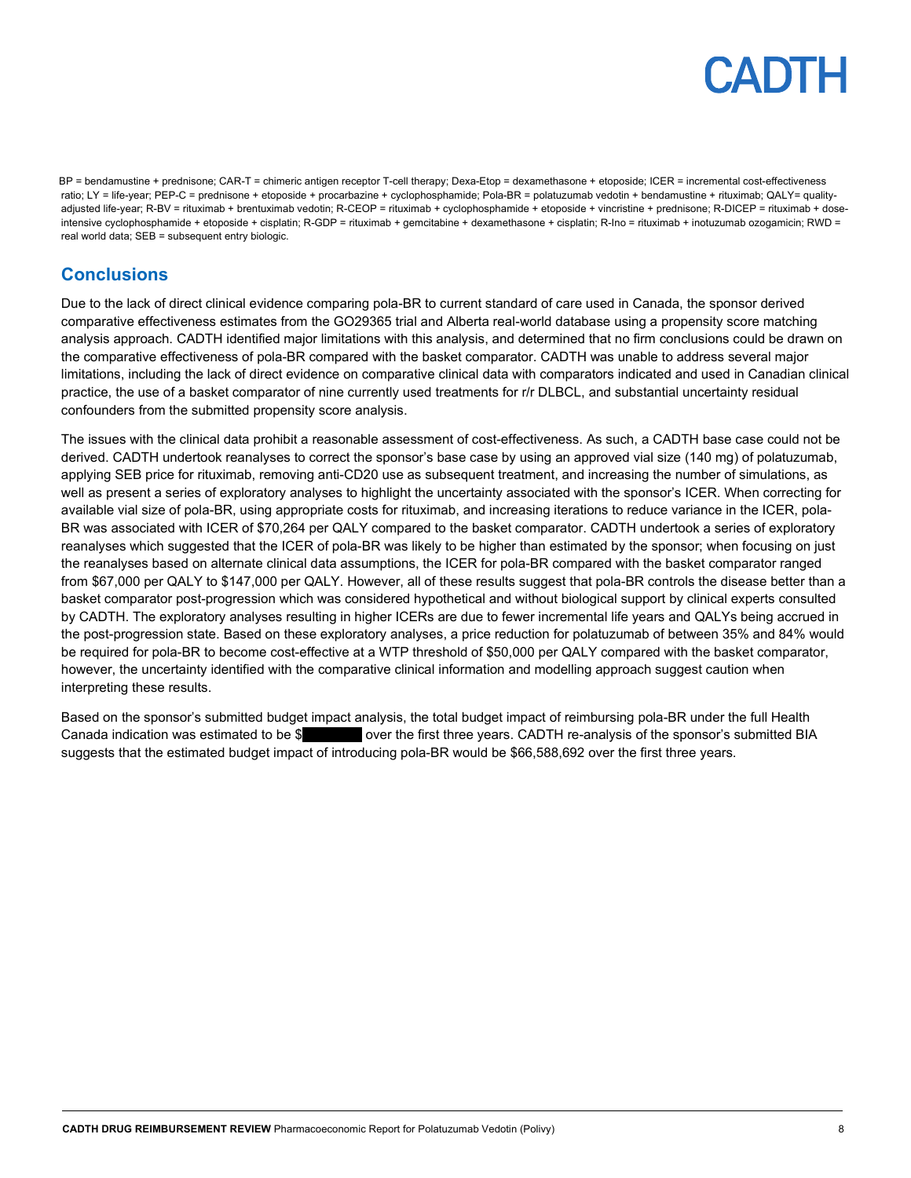BP = bendamustine + prednisone; CAR-T = chimeric antigen receptor T-cell therapy; Dexa-Etop = dexamethasone + etoposide; ICER = incremental cost-effectiveness ratio; LY = life-year; PEP-C = prednisone + etoposide + procarbazine + cyclophosphamide; Pola-BR = polatuzumab vedotin + bendamustine + rituximab; QALY= quality-adjusted life-year; R-BV = rituximab + brentuximab vedotin; R-CEOP = rituximab + cyclophosphamide + etoposide + vincristine + prednisone; R-DICEP = rituximab + dose-intensive cyclophosphamide + etoposide + cisplatin; R-GDP = rituximab + gemcitabine + dexamethasone + cisplatin; R-Ino = rituximab + inotuzumab ozogamicin; RWD = real world data; SEB = subsequent entry biologic.

## Conclusions

Due to the lack of direct clinical evidence comparing pola-BR to current standard of care used in Canada, the sponsor derived comparative effectiveness estimates from the GO29365 trial and Alberta real-world database using a propensity score matching analysis approach. CADTH identified major limitations with this analysis, and determined that no firm conclusions could be drawn on the comparative effectiveness of pola-BR compared with the basket comparator. CADTH was unable to address several major limitations, including the lack of direct evidence on comparative clinical data with comparators indicated and used in Canadian clinical practice, the use of a basket comparator of nine currently used treatments for r/r DLBCL, and substantial uncertainty residual confounders from the submitted propensity score analysis.

The issues with the clinical data prohibit a reasonable assessment of cost-effectiveness. As such, a CADTH base case could not be derived. CADTH undertook reanalyses to correct the sponsor's base case by using an approved vial size (140 mg) of polatuzumab, applying SEB price for rituximab, removing anti-CD20 use as subsequent treatment, and increasing the number of simulations, as well as present a series of exploratory analyses to highlight the uncertainty associated with the sponsor's ICER. When correcting for available vial size of pola-BR, using appropriate costs for rituximab, and increasing iterations to reduce variance in the ICER, pola-BR was associated with ICER of $70,264 per QALY compared to the basket comparator. CADTH undertook a series of exploratory reanalyses which suggested that the ICER of pola-BR was likely to be higher than estimated by the sponsor; when focusing on just the reanalyses based on alternate clinical data assumptions, the ICER for pola-BR compared with the basket comparator ranged from $67,000 per QALY to $147,000 per QALY. However, all of these results suggest that pola-BR controls the disease better than a basket comparator post-progression which was considered hypothetical and without biological support by clinical experts consulted by CADTH. The exploratory analyses resulting in higher ICERs are due to fewer incremental life years and QALYs being accrued in the post-progression state. Based on these exploratory analyses, a price reduction for polatuzumab of between 35% and 84% would be required for pola-BR to become cost-effective at a WTP threshold of $50,000 per QALY compared with the basket comparator, however, the uncertainty identified with the comparative clinical information and modelling approach suggest caution when interpreting these results.

Based on the sponsor's submitted budget impact analysis, the total budget impact of reimbursing pola-BR under the full Health Canada indication was estimated to be $██████ over the first three years. CADTH re-analysis of the sponsor's submitted BIA suggests that the estimated budget impact of introducing pola-BR would be $66,588,692 over the first three years.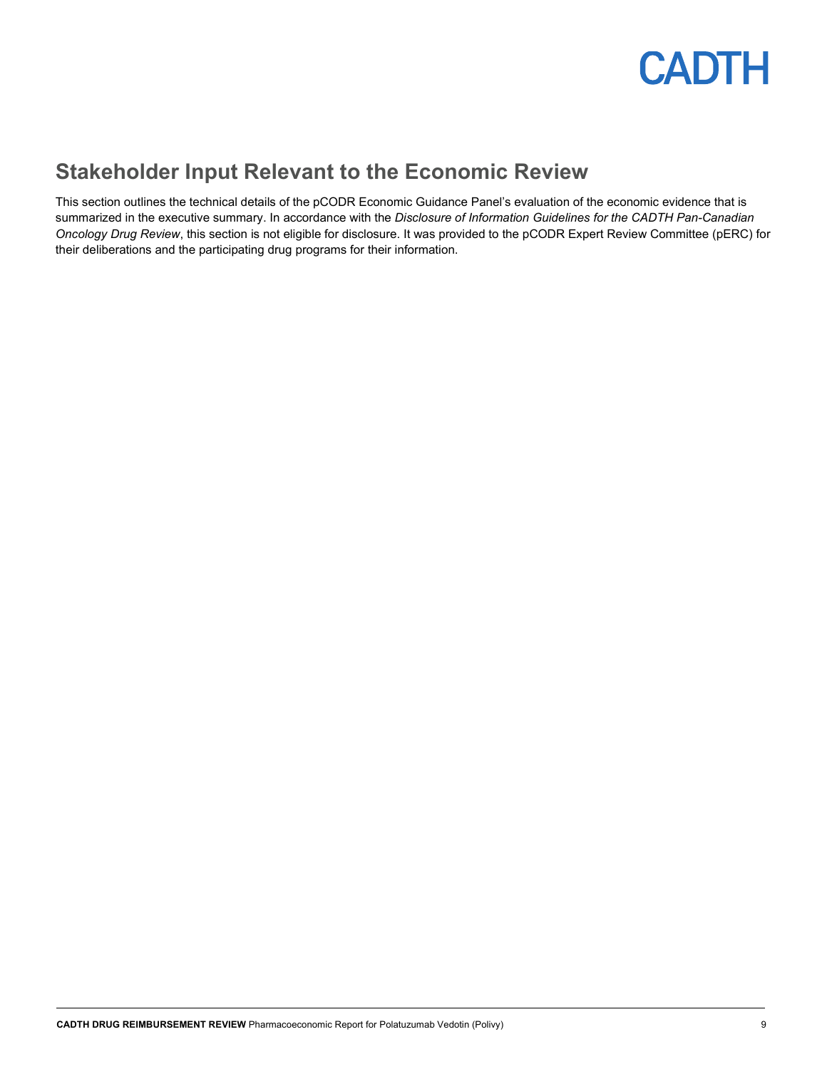## Stakeholder Input Relevant to the Economic Review

This section outlines the technical details of the pCODR Economic Guidance Panel's evaluation of the economic evidence that is summarized in the executive summary. In accordance with the *Disclosure of Information Guidelines for the CADTH Pan-Canadian Oncology Drug Review*, this section is not eligible for disclosure. It was provided to the pCODR Expert Review Committee (pERC) for their deliberations and the participating drug programs for their information.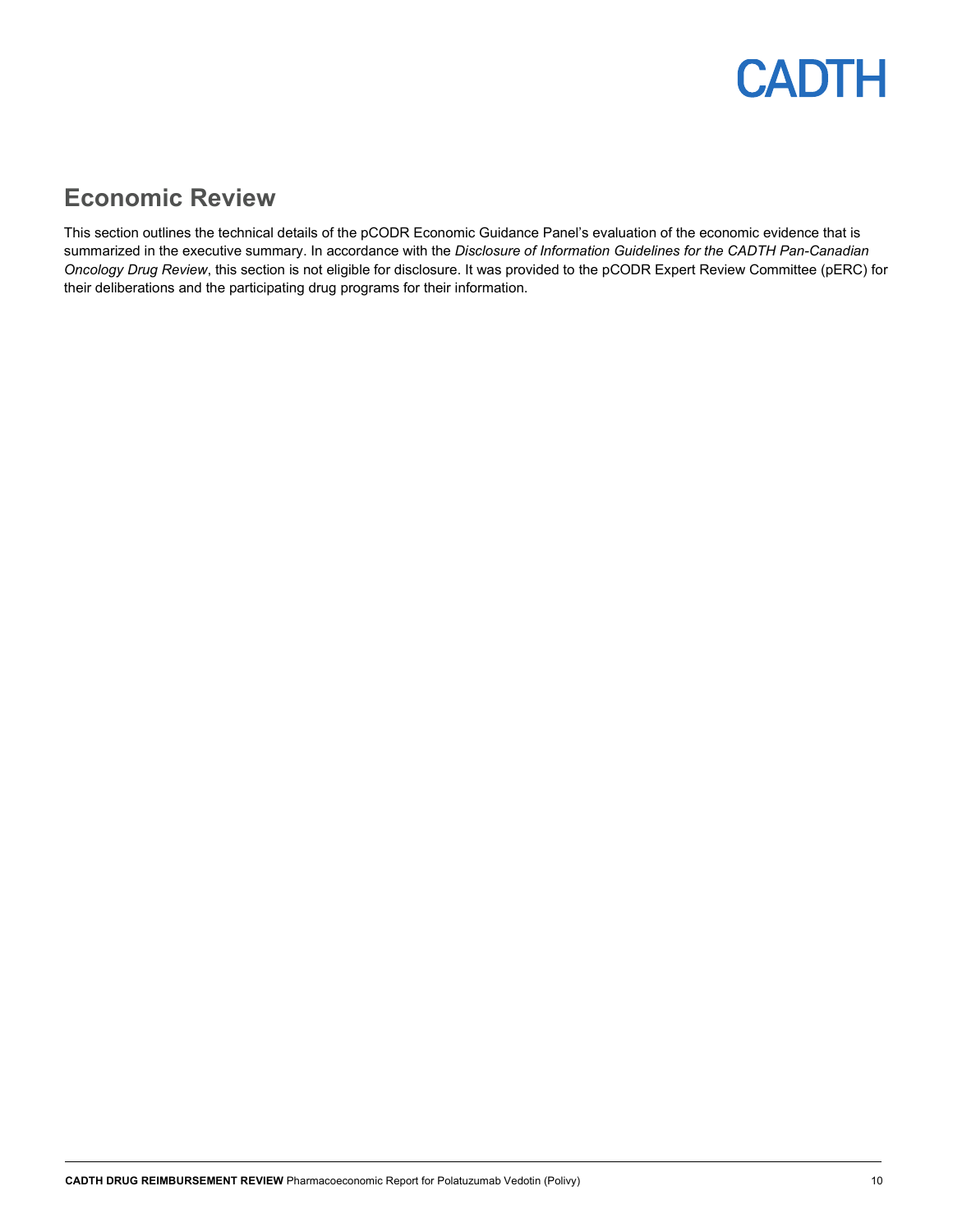## Economic Review

This section outlines the technical details of the pCODR Economic Guidance Panel's evaluation of the economic evidence that is summarized in the executive summary. In accordance with the *Disclosure of Information Guidelines for the CADTH Pan-Canadian Oncology Drug Review*, this section is not eligible for disclosure. It was provided to the pCODR Expert Review Committee (pERC) for their deliberations and the participating drug programs for their information.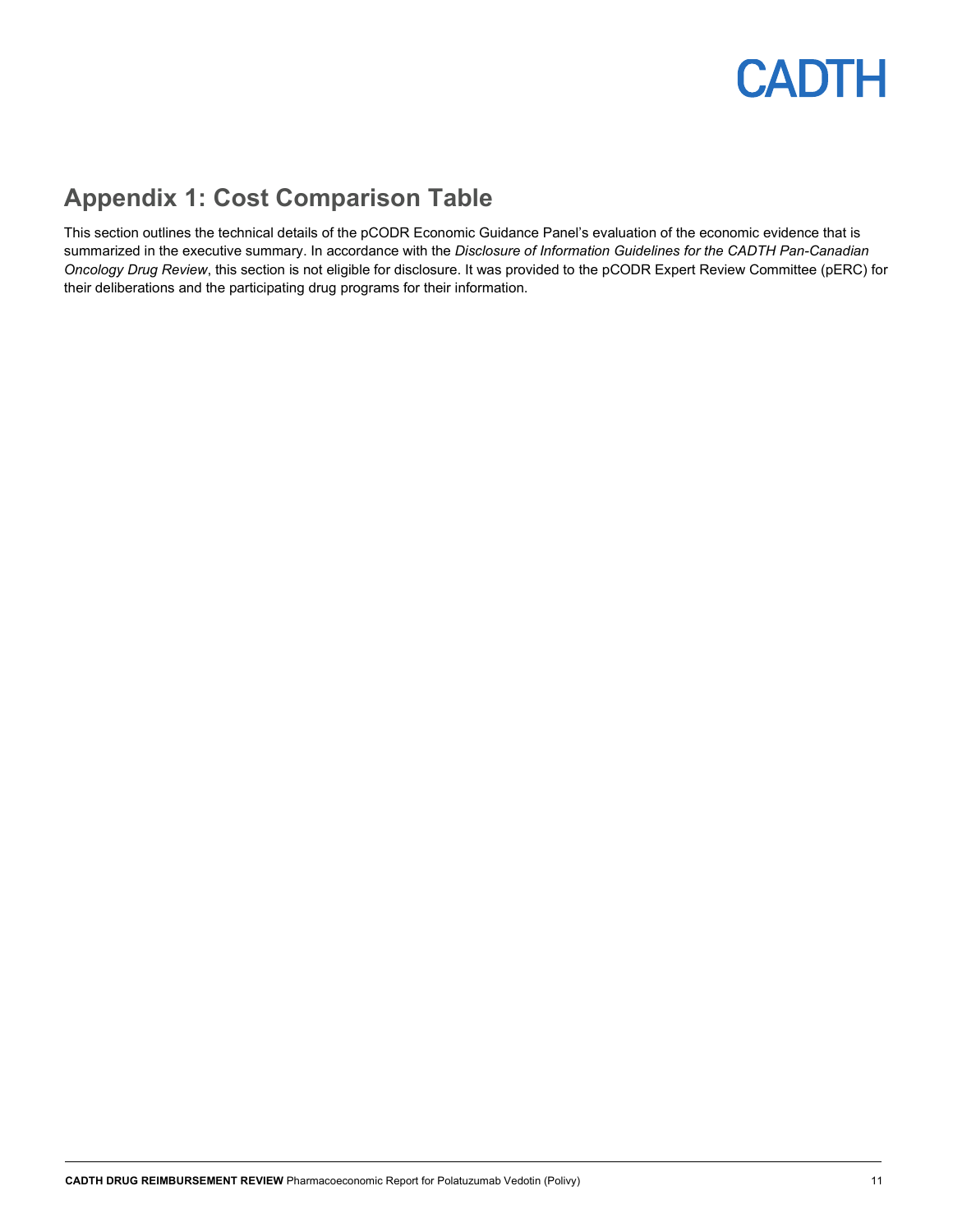## Appendix 1: Cost Comparison Table

This section outlines the technical details of the pCODR Economic Guidance Panel's evaluation of the economic evidence that is summarized in the executive summary. In accordance with the *Disclosure of Information Guidelines for the CADTH Pan-Canadian Oncology Drug Review*, this section is not eligible for disclosure. It was provided to the pCODR Expert Review Committee (pERC) for their deliberations and the participating drug programs for their information.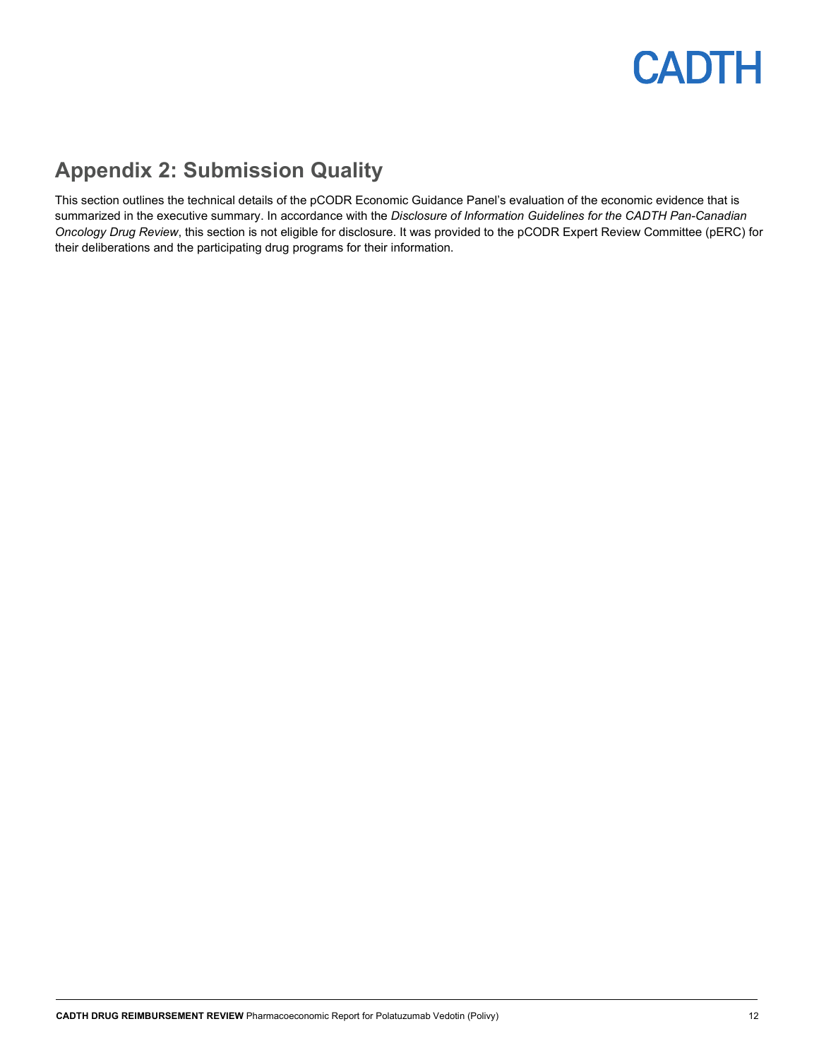## Appendix 2: Submission Quality

This section outlines the technical details of the pCODR Economic Guidance Panel's evaluation of the economic evidence that is summarized in the executive summary. In accordance with the *Disclosure of Information Guidelines for the CADTH Pan-Canadian Oncology Drug Review*, this section is not eligible for disclosure. It was provided to the pCODR Expert Review Committee (pERC) for their deliberations and the participating drug programs for their information.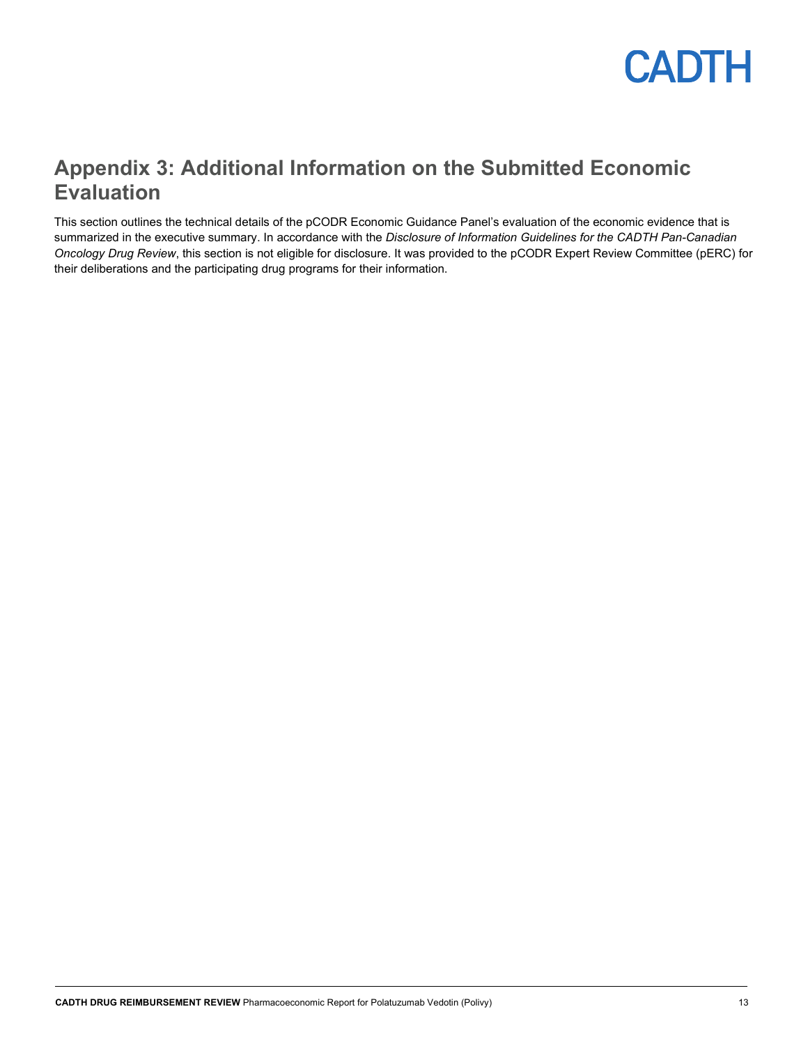# Appendix 3: Additional Information on the Submitted Economic Evaluation

This section outlines the technical details of the pCODR Economic Guidance Panel's evaluation of the economic evidence that is summarized in the executive summary. In accordance with the *Disclosure of Information Guidelines for the CADTH Pan-Canadian Oncology Drug Review*, this section is not eligible for disclosure. It was provided to the pCODR Expert Review Committee (pERC) for their deliberations and the participating drug programs for their information.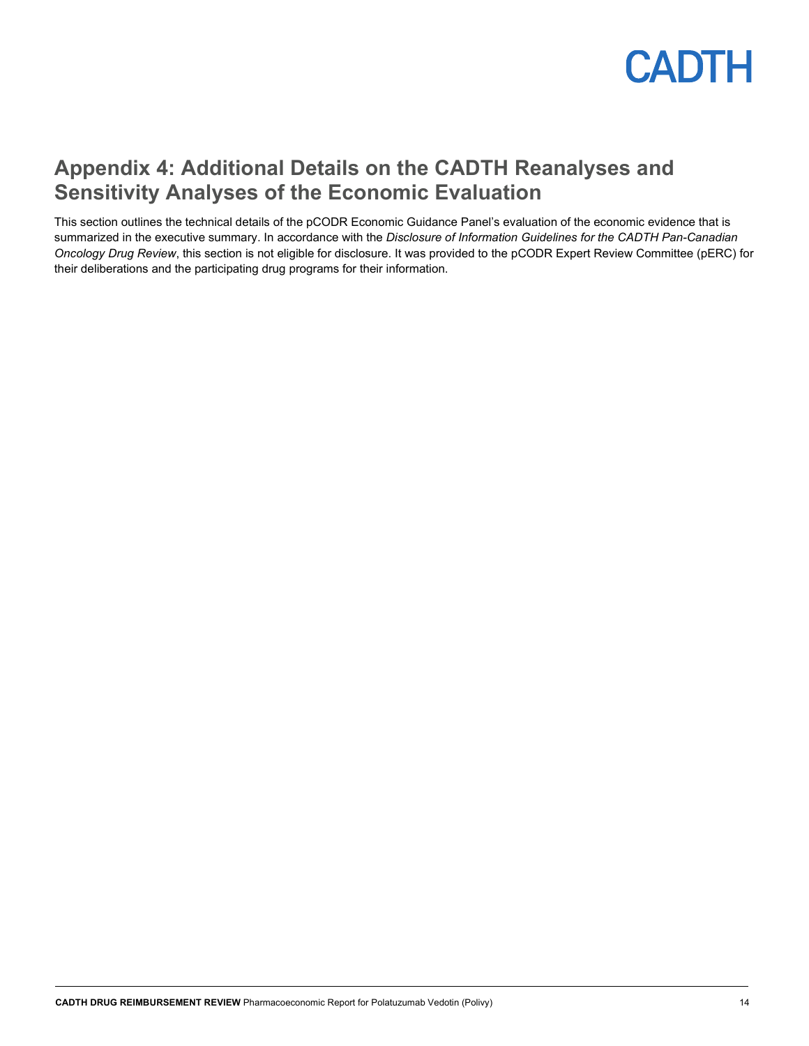# Appendix 4: Additional Details on the CADTH Reanalyses and Sensitivity Analyses of the Economic Evaluation

This section outlines the technical details of the pCODR Economic Guidance Panel's evaluation of the economic evidence that is summarized in the executive summary. In accordance with the *Disclosure of Information Guidelines for the CADTH Pan-Canadian Oncology Drug Review*, this section is not eligible for disclosure. It was provided to the pCODR Expert Review Committee (pERC) for their deliberations and the participating drug programs for their information.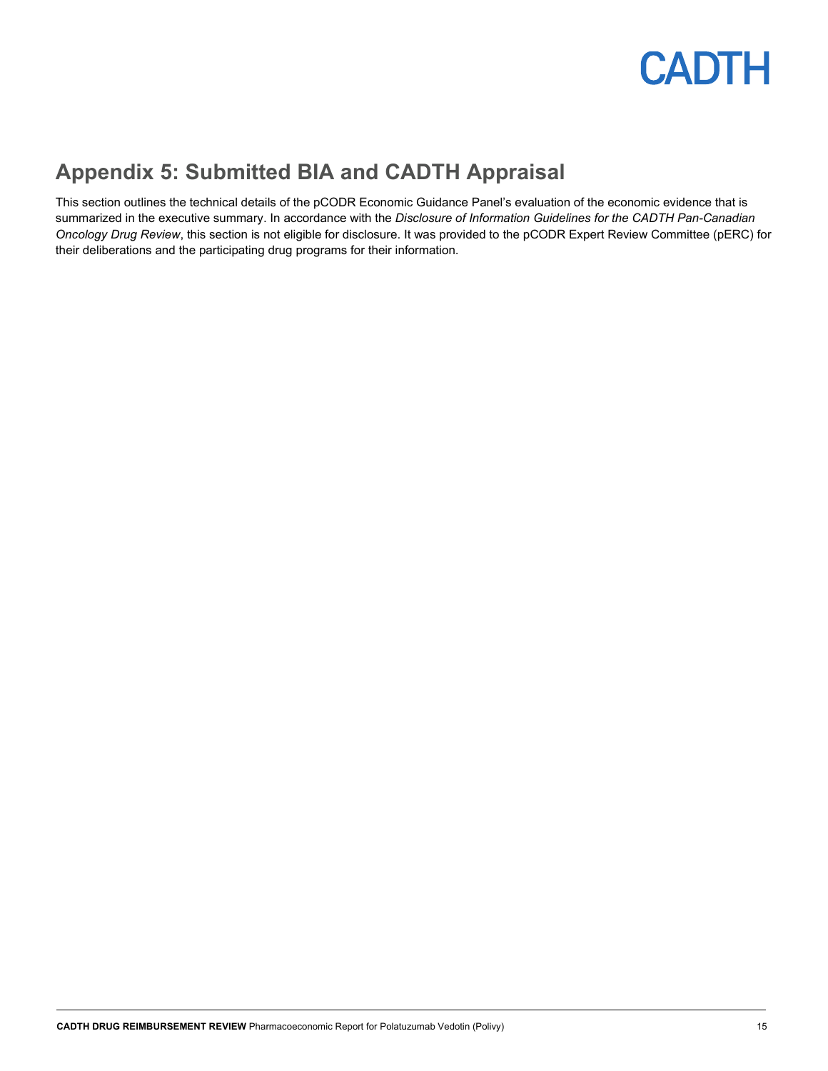## Appendix 5: Submitted BIA and CADTH Appraisal

This section outlines the technical details of the pCODR Economic Guidance Panel's evaluation of the economic evidence that is summarized in the executive summary. In accordance with the *Disclosure of Information Guidelines for the CADTH Pan-Canadian Oncology Drug Review*, this section is not eligible for disclosure. It was provided to the pCODR Expert Review Committee (pERC) for their deliberations and the participating drug programs for their information.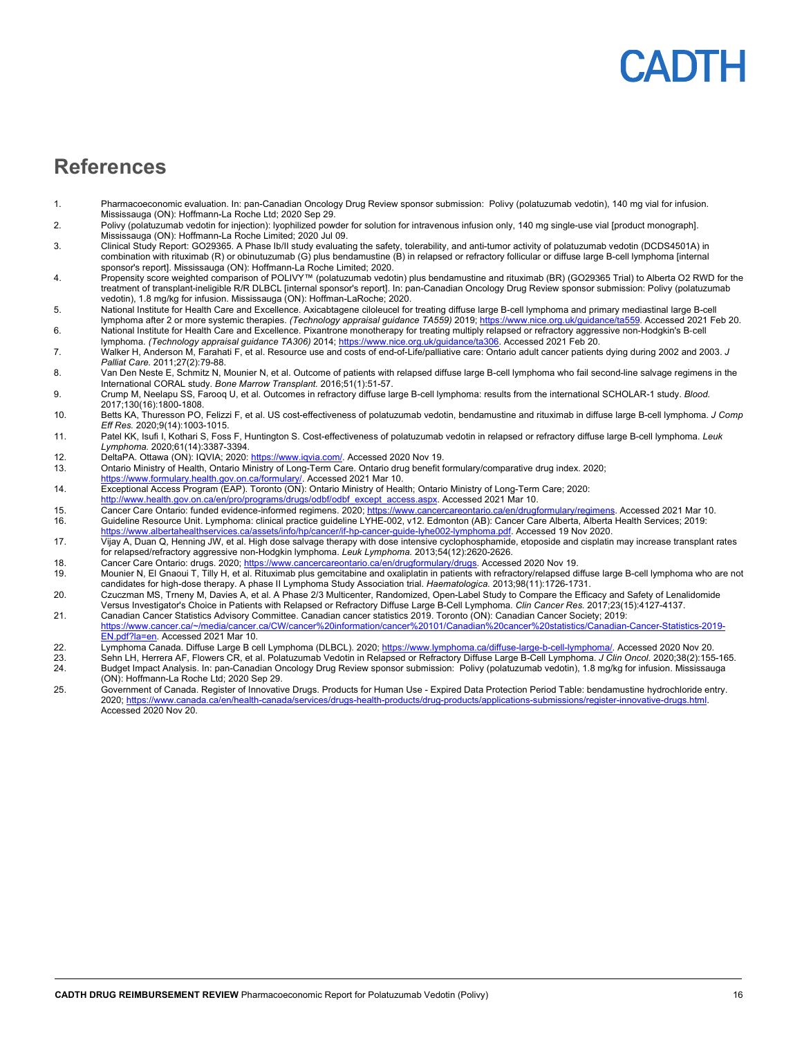# References

1. Pharmacoeconomic evaluation. In: pan-Canadian Oncology Drug Review sponsor submission: Polivy (polatuzumab vedotin), 140 mg vial for infusion. Mississauga (ON): Hoffmann-La Roche Ltd; 2020 Sep 29.
2. Polivy (polatuzumab vedotin for injection): lyophilized powder for solution for intravenous infusion only, 140 mg single-use vial [product monograph]. Mississauga (ON): Hoffmann-La Roche Limited; 2020 Jul 09.
3. Clinical Study Report: GO29365. A Phase Ib/II study evaluating the safety, tolerability, and anti-tumor activity of polatuzumab vedotin (DCDS4501A) in combination with rituximab (R) or obinutuzumab (G) plus bendamustine (B) in relapsed or refractory follicular or diffuse large B-cell lymphoma [internal sponsor's report]. Mississauga (ON): Hoffmann-La Roche Limited; 2020.
4. Propensity score weighted comparison of POLIVY™ (polatuzumab vedotin) plus bendamustine and rituximab (BR) (GO29365 Trial) to Alberta O2 RWD for the treatment of transplant-ineligible R/R DLBCL [internal sponsor's report]. In: pan-Canadian Oncology Drug Review sponsor submission: Polivy (polatuzumab vedotin), 1.8 mg/kg for infusion. Mississauga (ON): Hoffman-LaRoche; 2020.
5. National Institute for Health Care and Excellence. Axicabtagene ciloleucel for treating diffuse large B-cell lymphoma and primary mediastinal large B-cell lymphoma after 2 or more systemic therapies. *(Technology appraisal guidance TA559)* 2019; https://www.nice.org.uk/guidance/ta559. Accessed 2021 Feb 20.
6. National Institute for Health Care and Excellence. Pixantrone monotherapy for treating multiply relapsed or refractory aggressive non-Hodgkin's B-cell lymphoma. *(Technology appraisal guidance TA306)* 2014; https://www.nice.org.uk/guidance/ta306. Accessed 2021 Feb 20.
7. Walker H, Anderson M, Farahati F, et al. Resource use and costs of end-of-Life/palliative care: Ontario adult cancer patients dying during 2002 and 2003. *J Palliat Care.* 2011;27(2):79-88.
8. Van Den Neste E, Schmitz N, Mounier N, et al. Outcome of patients with relapsed diffuse large B-cell lymphoma who fail second-line salvage regimens in the International CORAL study. *Bone Marrow Transplant.* 2016;51(1):51-57.
9. Crump M, Neelapu SS, Farooq U, et al. Outcomes in refractory diffuse large B-cell lymphoma: results from the international SCHOLAR-1 study. *Blood.* 2017;130(16):1800-1808.
10. Betts KA, Thuresson PO, Felizzi F, et al. US cost-effectiveness of polatuzumab vedotin, bendamustine and rituximab in diffuse large B-cell lymphoma. *J Comp Eff Res.* 2020;9(14):1003-1015.
11. Patel KK, Isufi I, Kothari S, Foss F, Huntington S. Cost-effectiveness of polatuzumab vedotin in relapsed or refractory diffuse large B-cell lymphoma. *Leuk Lymphoma.* 2020;61(14):3387-3394.
12. DeltaPA. Ottawa (ON): IQVIA; 2020: https://www.iqvia.com/. Accessed 2020 Nov 19.
13. Ontario Ministry of Health, Ontario Ministry of Long-Term Care. Ontario drug benefit formulary/comparative drug index. 2020; https://www.formulary.health.gov.on.ca/formulary/. Accessed 2021 Mar 10.
14. Exceptional Access Program (EAP). Toronto (ON): Ontario Ministry of Health; Ontario Ministry of Long-Term Care; 2020: http://www.health.gov.on.ca/en/pro/programs/drugs/odbf/odbf_except_access.aspx. Accessed 2021 Mar 10.
15. Cancer Care Ontario: funded evidence-informed regimens. 2020; https://www.cancercareontario.ca/en/drugformulary/regimens. Accessed 2021 Mar 10.
16. Guideline Resource Unit. Lymphoma: clinical practice guideline LYHE-002, v12. Edmonton (AB): Cancer Care Alberta, Alberta Health Services; 2019: https://www.albertahealthservices.ca/assets/info/hp/cancer/if-hp-cancer-guide-lyhe002-lymphoma.pdf. Accessed 19 Nov 2020.
17. Vijay A, Duan Q, Henning JW, et al. High dose salvage therapy with dose intensive cyclophosphamide, etoposide and cisplatin may increase transplant rates for relapsed/refractory aggressive non-Hodgkin lymphoma. *Leuk Lymphoma.* 2013;54(12):2620-2626.
18. Cancer Care Ontario: drugs. 2020; https://www.cancercareontario.ca/en/drugformulary/drugs. Accessed 2020 Nov 19.
19. Mounier N, El Gnaoui T, Tilly H, et al. Rituximab plus gemcitabine and oxaliplatin in patients with refractory/relapsed diffuse large B-cell lymphoma who are not candidates for high-dose therapy. A phase II Lymphoma Study Association trial. *Haematologica.* 2013;98(11):1726-1731.
20. Czuczman MS, Trneny M, Davies A, et al. A Phase 2/3 Multicenter, Randomized, Open-Label Study to Compare the Efficacy and Safety of Lenalidomide Versus Investigator's Choice in Patients with Relapsed or Refractory Diffuse Large B-Cell Lymphoma. *Clin Cancer Res.* 2017;23(15):4127-4137.
21. Canadian Cancer Statistics Advisory Committee. Canadian cancer statistics 2019. Toronto (ON): Canadian Cancer Society; 2019: https://www.cancer.ca/~/media/cancer.ca/CW/cancer%20information/cancer%20101/Canadian%20cancer%20statistics/Canadian-Cancer-Statistics-2019-EN.pdf?la=en. Accessed 2021 Mar 10.
22. Lymphoma Canada. Diffuse Large B cell Lymphoma (DLBCL). 2020; https://www.lymphoma.ca/diffuse-large-b-cell-lymphoma/. Accessed 2020 Nov 20.
23. Sehn LH, Herrera AF, Flowers CR, et al. Polatuzumab Vedotin in Relapsed or Refractory Diffuse Large B-Cell Lymphoma. *J Clin Oncol.* 2020;38(2):155-165.
24. Budget Impact Analysis. In: pan-Canadian Oncology Drug Review sponsor submission: Polivy (polatuzumab vedotin), 1.8 mg/kg for infusion. Mississauga (ON): Hoffmann-La Roche Ltd; 2020 Sep 29.
25. Government of Canada. Register of Innovative Drugs. Products for Human Use - Expired Data Protection Period Table: bendamustine hydrochloride entry. 2020; https://www.canada.ca/en/health-canada/services/drugs-health-products/drug-products/applications-submissions/register-innovative-drugs.html. Accessed 2020 Nov 20.